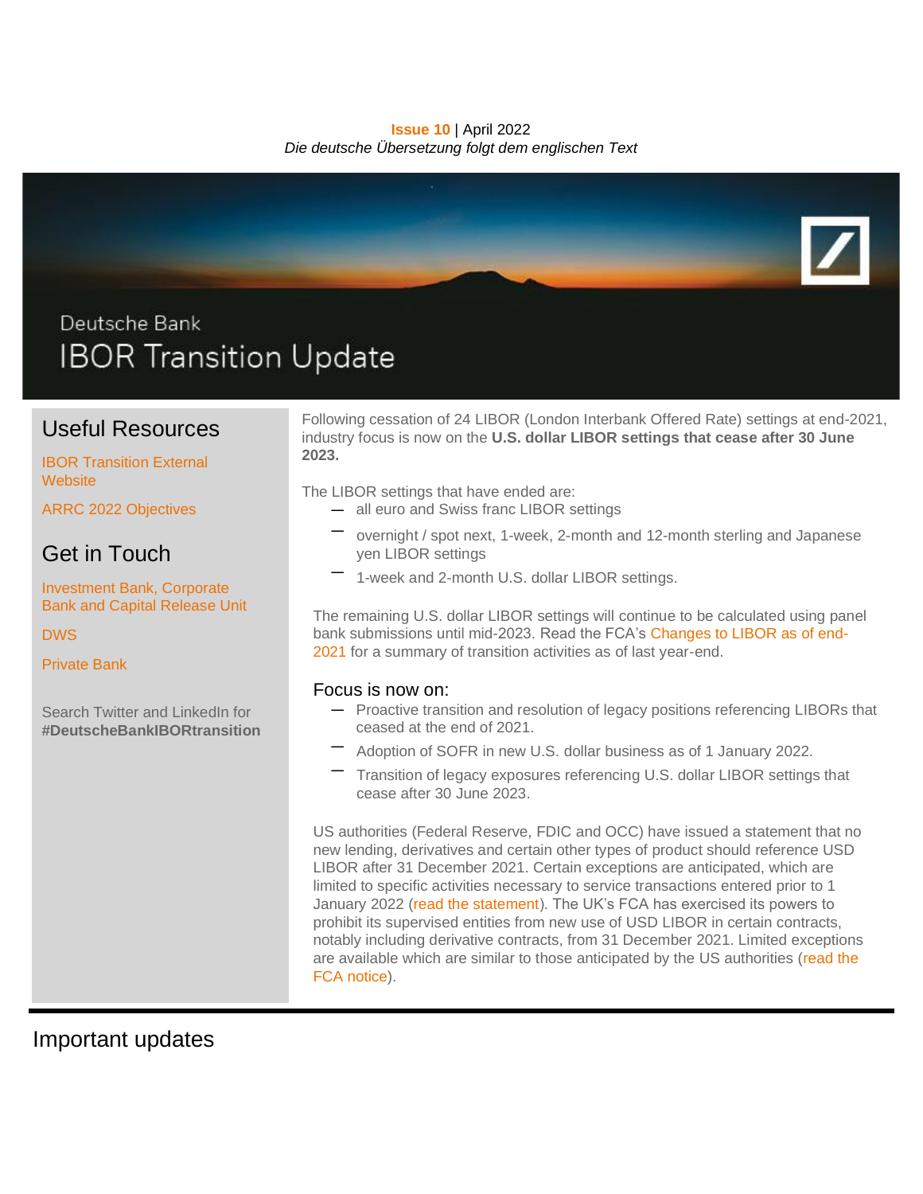**Issue 10** | April 2022

*Die deutsche Übersetzung folgt dem englischen Text*

Deutsche Bank

# IBOR Transition Update

## Useful Resources

IBOR Transition External Website

ARRC 2022 Objectives

## Get in Touch

Investment Bank, Corporate Bank and Capital Release Unit

DWS

Private Bank

Search Twitter and LinkedIn for **#DeutscheBankIBORtransition**

Following cessation of 24 LIBOR (London Interbank Offered Rate) settings at end-2021, industry focus is now on the **U.S. dollar LIBOR settings that cease after 30 June 2023.**

The LIBOR settings that have ended are:

- all euro and Swiss franc LIBOR settings
- overnight / spot next, 1-week, 2-month and 12-month sterling and Japanese yen LIBOR settings
- 1-week and 2-month U.S. dollar LIBOR settings.

The remaining U.S. dollar LIBOR settings will continue to be calculated using panel bank submissions until mid-2023. Read the FCA's Changes to LIBOR as of end-2021 for a summary of transition activities as of last year-end.

### Focus is now on:

- Proactive transition and resolution of legacy positions referencing LIBORs that ceased at the end of 2021.
- Adoption of SOFR in new U.S. dollar business as of 1 January 2022.
- Transition of legacy exposures referencing U.S. dollar LIBOR settings that cease after 30 June 2023.

US authorities (Federal Reserve, FDIC and OCC) have issued a statement that no new lending, derivatives and certain other types of product should reference USD LIBOR after 31 December 2021. Certain exceptions are anticipated, which are limited to specific activities necessary to service transactions entered prior to 1 January 2022 (read the statement). The UK's FCA has exercised its powers to prohibit its supervised entities from new use of USD LIBOR in certain contracts, notably including derivative contracts, from 31 December 2021. Limited exceptions are available which are similar to those anticipated by the US authorities (read the FCA notice).

## Important updates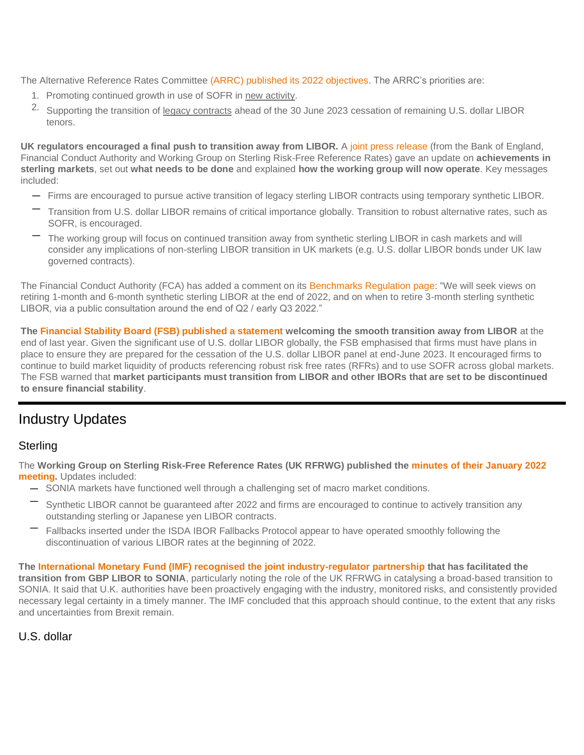The Alternative Reference Rates Committee (ARRC) published its 2022 objectives. The ARRC's priorities are:

1. Promoting continued growth in use of SOFR in new activity.
2. Supporting the transition of legacy contracts ahead of the 30 June 2023 cessation of remaining U.S. dollar LIBOR tenors.

**UK regulators encouraged a final push to transition away from LIBOR.** A joint press release (from the Bank of England, Financial Conduct Authority and Working Group on Sterling Risk-Free Reference Rates) gave an update on **achievements in sterling markets**, set out **what needs to be done** and explained **how the working group will now operate**. Key messages included:

- Firms are encouraged to pursue active transition of legacy sterling LIBOR contracts using temporary synthetic LIBOR.
- Transition from U.S. dollar LIBOR remains of critical importance globally. Transition to robust alternative rates, such as SOFR, is encouraged.
- The working group will focus on continued transition away from synthetic sterling LIBOR in cash markets and will consider any implications of non-sterling LIBOR transition in UK markets (e.g. U.S. dollar LIBOR bonds under UK law governed contracts).

The Financial Conduct Authority (FCA) has added a comment on its Benchmarks Regulation page: "We will seek views on retiring 1-month and 6-month synthetic sterling LIBOR at the end of 2022, and on when to retire 3-month sterling synthetic LIBOR, via a public consultation around the end of Q2 / early Q3 2022."

**The Financial Stability Board (FSB) published a statement welcoming the smooth transition away from LIBOR** at the end of last year. Given the significant use of U.S. dollar LIBOR globally, the FSB emphasised that firms must have plans in place to ensure they are prepared for the cessation of the U.S. dollar LIBOR panel at end-June 2023. It encouraged firms to continue to build market liquidity of products referencing robust risk free rates (RFRs) and to use SOFR across global markets. The FSB warned that **market participants must transition from LIBOR and other IBORs that are set to be discontinued to ensure financial stability**.

# Industry Updates

## Sterling

The **Working Group on Sterling Risk-Free Reference Rates (UK RFRWG) published the minutes of their January 2022 meeting.** Updates included:

- SONIA markets have functioned well through a challenging set of macro market conditions.
- Synthetic LIBOR cannot be guaranteed after 2022 and firms are encouraged to continue to actively transition any outstanding sterling or Japanese yen LIBOR contracts.
- Fallbacks inserted under the ISDA IBOR Fallbacks Protocol appear to have operated smoothly following the discontinuation of various LIBOR rates at the beginning of 2022.

**The International Monetary Fund (IMF) recognised the joint industry-regulator partnership that has facilitated the transition from GBP LIBOR to SONIA**, particularly noting the role of the UK RFRWG in catalysing a broad-based transition to SONIA. It said that U.K. authorities have been proactively engaging with the industry, monitored risks, and consistently provided necessary legal certainty in a timely manner. The IMF concluded that this approach should continue, to the extent that any risks and uncertainties from Brexit remain.

## U.S. dollar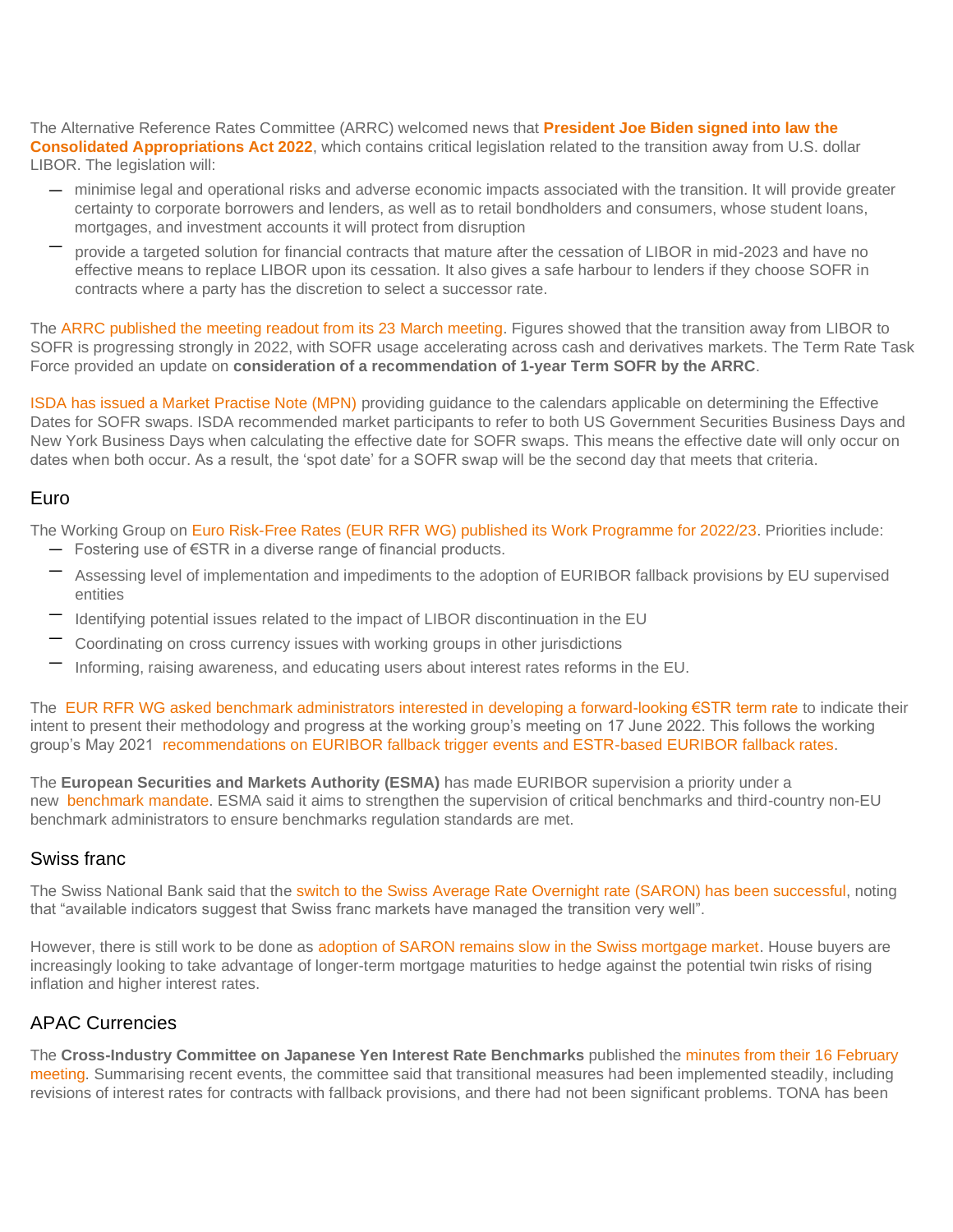The Alternative Reference Rates Committee (ARRC) welcomed news that **President Joe Biden signed into law the Consolidated Appropriations Act 2022**, which contains critical legislation related to the transition away from U.S. dollar LIBOR. The legislation will:

- minimise legal and operational risks and adverse economic impacts associated with the transition. It will provide greater certainty to corporate borrowers and lenders, as well as to retail bondholders and consumers, whose student loans, mortgages, and investment accounts it will protect from disruption
- provide a targeted solution for financial contracts that mature after the cessation of LIBOR in mid-2023 and have no effective means to replace LIBOR upon its cessation. It also gives a safe harbour to lenders if they choose SOFR in contracts where a party has the discretion to select a successor rate.

The ARRC published the meeting readout from its 23 March meeting. Figures showed that the transition away from LIBOR to SOFR is progressing strongly in 2022, with SOFR usage accelerating across cash and derivatives markets. The Term Rate Task Force provided an update on **consideration of a recommendation of 1-year Term SOFR by the ARRC**.

ISDA has issued a Market Practise Note (MPN) providing guidance to the calendars applicable on determining the Effective Dates for SOFR swaps. ISDA recommended market participants to refer to both US Government Securities Business Days and New York Business Days when calculating the effective date for SOFR swaps. This means the effective date will only occur on dates when both occur. As a result, the 'spot date' for a SOFR swap will be the second day that meets that criteria.

## Euro

The Working Group on Euro Risk-Free Rates (EUR RFR WG) published its Work Programme for 2022/23. Priorities include:

- Fostering use of €STR in a diverse range of financial products.
- Assessing level of implementation and impediments to the adoption of EURIBOR fallback provisions by EU supervised entities
- Identifying potential issues related to the impact of LIBOR discontinuation in the EU
- Coordinating on cross currency issues with working groups in other jurisdictions
- Informing, raising awareness, and educating users about interest rates reforms in the EU.

The EUR RFR WG asked benchmark administrators interested in developing a forward-looking €STR term rate to indicate their intent to present their methodology and progress at the working group's meeting on 17 June 2022. This follows the working group's May 2021 recommendations on EURIBOR fallback trigger events and ESTR-based EURIBOR fallback rates.

The **European Securities and Markets Authority (ESMA)** has made EURIBOR supervision a priority under a new benchmark mandate. ESMA said it aims to strengthen the supervision of critical benchmarks and third-country non-EU benchmark administrators to ensure benchmarks regulation standards are met.

## Swiss franc

The Swiss National Bank said that the switch to the Swiss Average Rate Overnight rate (SARON) has been successful, noting that "available indicators suggest that Swiss franc markets have managed the transition very well".

However, there is still work to be done as adoption of SARON remains slow in the Swiss mortgage market. House buyers are increasingly looking to take advantage of longer-term mortgage maturities to hedge against the potential twin risks of rising inflation and higher interest rates.

## APAC Currencies

The **Cross-Industry Committee on Japanese Yen Interest Rate Benchmarks** published the minutes from their 16 February meeting. Summarising recent events, the committee said that transitional measures had been implemented steadily, including revisions of interest rates for contracts with fallback provisions, and there had not been significant problems. TONA has been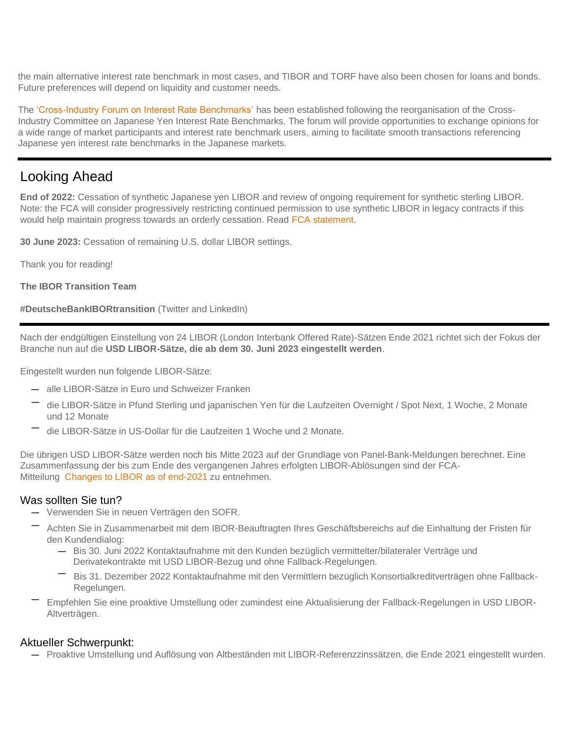the main alternative interest rate benchmark in most cases, and TIBOR and TORF have also been chosen for loans and bonds. Future preferences will depend on liquidity and customer needs.

The 'Cross-Industry Forum on Interest Rate Benchmarks' has been established following the reorganisation of the Cross-Industry Committee on Japanese Yen Interest Rate Benchmarks. The forum will provide opportunities to exchange opinions for a wide range of market participants and interest rate benchmark users, aiming to facilitate smooth transactions referencing Japanese yen interest rate benchmarks in the Japanese markets.

---

## Looking Ahead

**End of 2022:** Cessation of synthetic Japanese yen LIBOR and review of ongoing requirement for synthetic sterling LIBOR. Note: the FCA will consider progressively restricting continued permission to use synthetic LIBOR in legacy contracts if this would help maintain progress towards an orderly cessation. Read FCA statement.

**30 June 2023:** Cessation of remaining U.S. dollar LIBOR settings.

Thank you for reading!

**The IBOR Transition Team**

**#DeutscheBankIBORtransition** (Twitter and LinkedIn)

---

Nach der endgültigen Einstellung von 24 LIBOR (London Interbank Offered Rate)-Sätzen Ende 2021 richtet sich der Fokus der Branche nun auf die **USD LIBOR-Sätze, die ab dem 30. Juni 2023 eingestellt werden**.

Eingestellt wurden nun folgende LIBOR-Sätze:

- alle LIBOR-Sätze in Euro und Schweizer Franken
- die LIBOR-Sätze in Pfund Sterling und japanischen Yen für die Laufzeiten Overnight / Spot Next, 1 Woche, 2 Monate und 12 Monate
- die LIBOR-Sätze in US-Dollar für die Laufzeiten 1 Woche und 2 Monate.

Die übrigen USD LIBOR-Sätze werden noch bis Mitte 2023 auf der Grundlage von Panel-Bank-Meldungen berechnet. Eine Zusammenfassung der bis zum Ende des vergangenen Jahres erfolgten LIBOR-Ablösungen sind der FCA-Mitteilung Changes to LIBOR as of end-2021 zu entnehmen.

### Was sollten Sie tun?

- Verwenden Sie in neuen Verträgen den SOFR.
- Achten Sie in Zusammenarbeit mit dem IBOR-Beauftragten Ihres Geschäftsbereichs auf die Einhaltung der Fristen für den Kundendialog:
  - Bis 30. Juni 2022 Kontaktaufnahme mit den Kunden bezüglich vermittelter/bilateraler Verträge und Derivatekontrakte mit USD LIBOR-Bezug und ohne Fallback-Regelungen.
  - Bis 31. Dezember 2022 Kontaktaufnahme mit den Vermittlern bezüglich Konsortialkreditverträgen ohne Fallback-Regelungen.
- Empfehlen Sie eine proaktive Umstellung oder zumindest eine Aktualisierung der Fallback-Regelungen in USD LIBOR-Altverträgen.

### Aktueller Schwerpunkt:

- Proaktive Umstellung und Auflösung von Altbeständen mit LIBOR-Referenzzinssätzen, die Ende 2021 eingestellt wurden.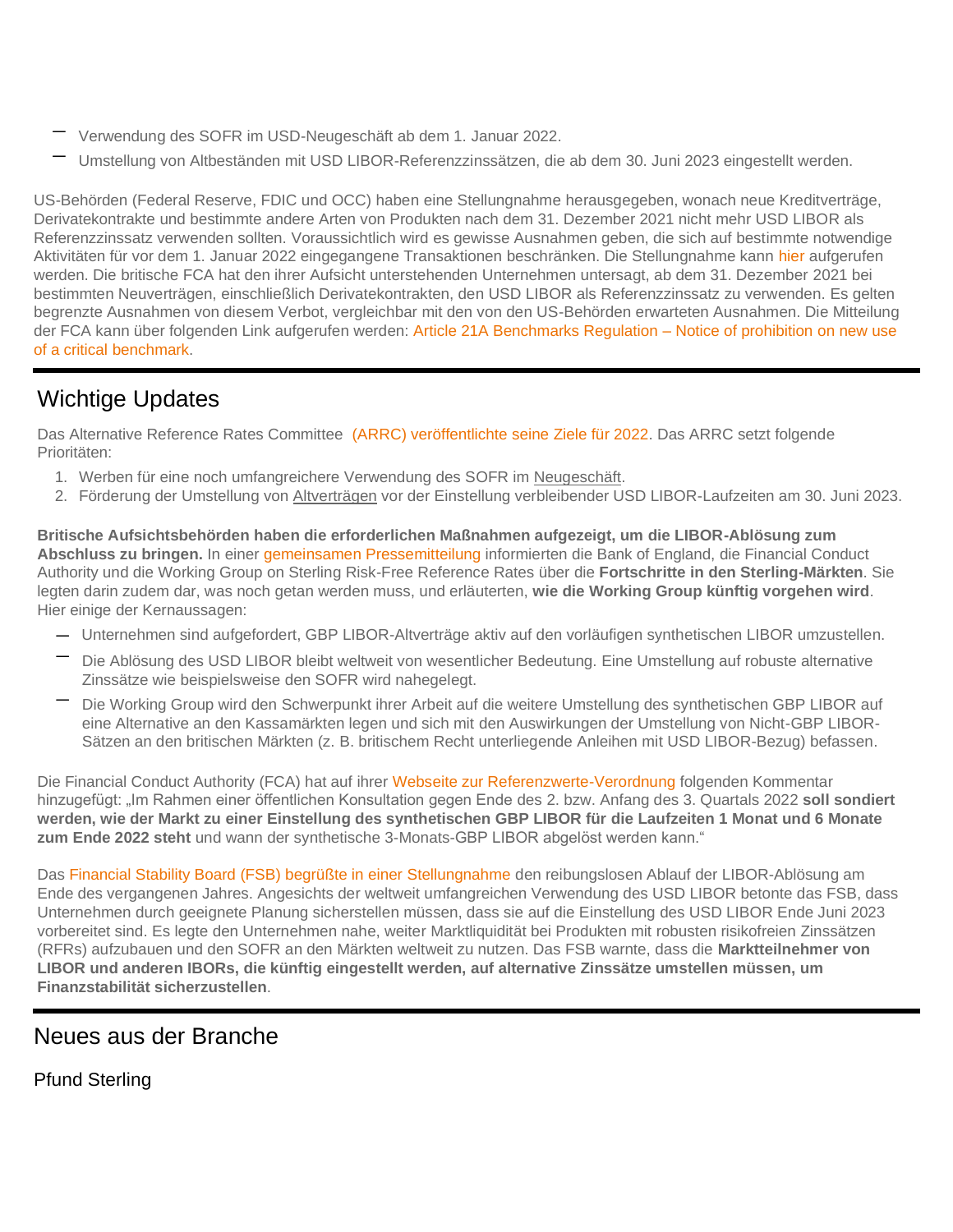- Verwendung des SOFR im USD-Neugeschäft ab dem 1. Januar 2022.
- Umstellung von Altbeständen mit USD LIBOR-Referenzzinssätzen, die ab dem 30. Juni 2023 eingestellt werden.

US-Behörden (Federal Reserve, FDIC und OCC) haben eine Stellungnahme herausgegeben, wonach neue Kreditverträge, Derivatekontrakte und bestimmte andere Arten von Produkten nach dem 31. Dezember 2021 nicht mehr USD LIBOR als Referenzzinssatz verwenden sollten. Voraussichtlich wird es gewisse Ausnahmen geben, die sich auf bestimmte notwendige Aktivitäten für vor dem 1. Januar 2022 eingegangene Transaktionen beschränken. Die Stellungnahme kann hier aufgerufen werden. Die britische FCA hat den ihrer Aufsicht unterstehenden Unternehmen untersagt, ab dem 31. Dezember 2021 bei bestimmten Neuverträgen, einschließlich Derivatekontrakten, den USD LIBOR als Referenzzinssatz zu verwenden. Es gelten begrenzte Ausnahmen von diesem Verbot, vergleichbar mit den von den US-Behörden erwarteten Ausnahmen. Die Mitteilung der FCA kann über folgenden Link aufgerufen werden: Article 21A Benchmarks Regulation – Notice of prohibition on new use of a critical benchmark.

## Wichtige Updates

Das Alternative Reference Rates Committee (ARRC) veröffentlichte seine Ziele für 2022. Das ARRC setzt folgende Prioritäten:

1. Werben für eine noch umfangreichere Verwendung des SOFR im Neugeschäft.
2. Förderung der Umstellung von Altverträgen vor der Einstellung verbleibender USD LIBOR-Laufzeiten am 30. Juni 2023.

**Britische Aufsichtsbehörden haben die erforderlichen Maßnahmen aufgezeigt, um die LIBOR-Ablösung zum Abschluss zu bringen.** In einer gemeinsamen Pressemitteilung informierten die Bank of England, die Financial Conduct Authority und die Working Group on Sterling Risk-Free Reference Rates über die **Fortschritte in den Sterling-Märkten**. Sie legten darin zudem dar, was noch getan werden muss, und erläuterten, **wie die Working Group künftig vorgehen wird**. Hier einige der Kernaussagen:

- Unternehmen sind aufgefordert, GBP LIBOR-Altverträge aktiv auf den vorläufigen synthetischen LIBOR umzustellen.
- Die Ablösung des USD LIBOR bleibt weltweit von wesentlicher Bedeutung. Eine Umstellung auf robuste alternative Zinssätze wie beispielsweise den SOFR wird nahegelegt.
- Die Working Group wird den Schwerpunkt ihrer Arbeit auf die weitere Umstellung des synthetischen GBP LIBOR auf eine Alternative an den Kassamärkten legen und sich mit den Auswirkungen der Umstellung von Nicht-GBP LIBOR-Sätzen an den britischen Märkten (z. B. britischem Recht unterliegende Anleihen mit USD LIBOR-Bezug) befassen.

Die Financial Conduct Authority (FCA) hat auf ihrer Webseite zur Referenzwerte-Verordnung folgenden Kommentar hinzugefügt: „Im Rahmen einer öffentlichen Konsultation gegen Ende des 2. bzw. Anfang des 3. Quartals 2022 **soll sondiert werden, wie der Markt zu einer Einstellung des synthetischen GBP LIBOR für die Laufzeiten 1 Monat und 6 Monate zum Ende 2022 steht** und wann der synthetische 3-Monats-GBP LIBOR abgelöst werden kann."

Das Financial Stability Board (FSB) begrüßte in einer Stellungnahme den reibungslosen Ablauf der LIBOR-Ablösung am Ende des vergangenen Jahres. Angesichts der weltweit umfangreichen Verwendung des USD LIBOR betonte das FSB, dass Unternehmen durch geeignete Planung sicherstellen müssen, dass sie auf die Einstellung des USD LIBOR Ende Juni 2023 vorbereitet sind. Es legte den Unternehmen nahe, weiter Marktliquidität bei Produkten mit robusten risikofreien Zinssätzen (RFRs) aufzubauen und den SOFR an den Märkten weltweit zu nutzen. Das FSB warnte, dass die **Marktteilnehmer von LIBOR und anderen IBORs, die künftig eingestellt werden, auf alternative Zinssätze umstellen müssen, um Finanzstabilität sicherzustellen**.

## Neues aus der Branche

### Pfund Sterling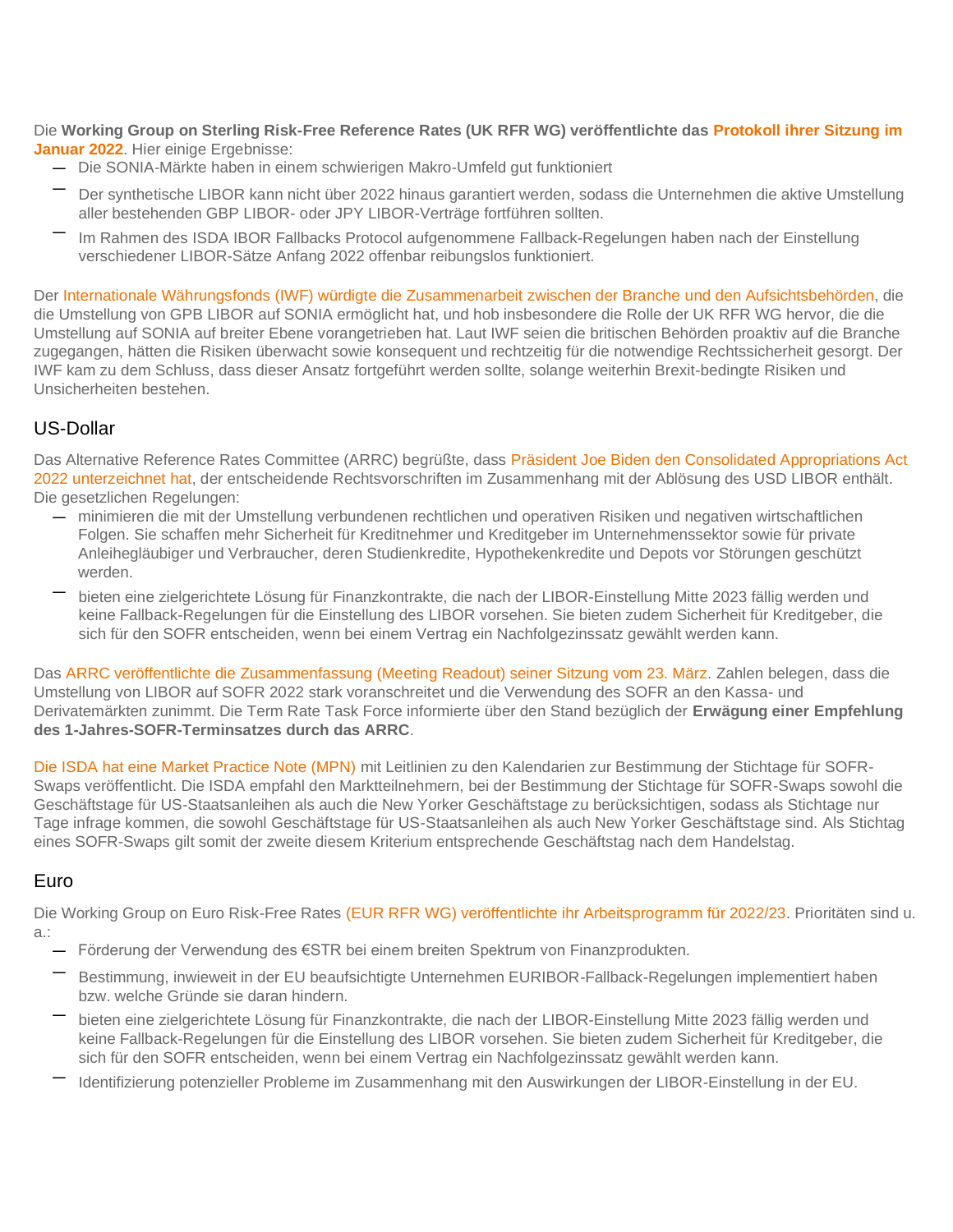Die **Working Group on Sterling Risk-Free Reference Rates (UK RFR WG) veröffentlichte das Protokoll ihrer Sitzung im Januar 2022**. Hier einige Ergebnisse:

- Die SONIA-Märkte haben in einem schwierigen Makro-Umfeld gut funktioniert
- Der synthetische LIBOR kann nicht über 2022 hinaus garantiert werden, sodass die Unternehmen die aktive Umstellung aller bestehenden GBP LIBOR- oder JPY LIBOR-Verträge fortführen sollten.
- Im Rahmen des ISDA IBOR Fallbacks Protocol aufgenommene Fallback-Regelungen haben nach der Einstellung verschiedener LIBOR-Sätze Anfang 2022 offenbar reibungslos funktioniert.

Der Internationale Währungsfonds (IWF) würdigte die Zusammenarbeit zwischen der Branche und den Aufsichtsbehörden, die die Umstellung von GPB LIBOR auf SONIA ermöglicht hat, und hob insbesondere die Rolle der UK RFR WG hervor, die die Umstellung auf SONIA auf breiter Ebene vorangetrieben hat. Laut IWF seien die britischen Behörden proaktiv auf die Branche zugegangen, hätten die Risiken überwacht sowie konsequent und rechtzeitig für die notwendige Rechtssicherheit gesorgt. Der IWF kam zu dem Schluss, dass dieser Ansatz fortgeführt werden sollte, solange weiterhin Brexit-bedingte Risiken und Unsicherheiten bestehen.

## US-Dollar

Das Alternative Reference Rates Committee (ARRC) begrüßte, dass Präsident Joe Biden den Consolidated Appropriations Act 2022 unterzeichnet hat, der entscheidende Rechtsvorschriften im Zusammenhang mit der Ablösung des USD LIBOR enthält. Die gesetzlichen Regelungen:

- minimieren die mit der Umstellung verbundenen rechtlichen und operativen Risiken und negativen wirtschaftlichen Folgen. Sie schaffen mehr Sicherheit für Kreditnehmer und Kreditgeber im Unternehmenssektor sowie für private Anleihegläubiger und Verbraucher, deren Studienkredite, Hypothekenkredite und Depots vor Störungen geschützt werden.
- bieten eine zielgerichtete Lösung für Finanzkontrakte, die nach der LIBOR-Einstellung Mitte 2023 fällig werden und keine Fallback-Regelungen für die Einstellung des LIBOR vorsehen. Sie bieten zudem Sicherheit für Kreditgeber, die sich für den SOFR entscheiden, wenn bei einem Vertrag ein Nachfolgezinssatz gewählt werden kann.

Das ARRC veröffentlichte die Zusammenfassung (Meeting Readout) seiner Sitzung vom 23. März. Zahlen belegen, dass die Umstellung von LIBOR auf SOFR 2022 stark voranschreitet und die Verwendung des SOFR an den Kassa- und Derivatemärkten zunimmt. Die Term Rate Task Force informierte über den Stand bezüglich der **Erwägung einer Empfehlung des 1-Jahres-SOFR-Terminsatzes durch das ARRC**.

Die ISDA hat eine Market Practice Note (MPN) mit Leitlinien zu den Kalendarien zur Bestimmung der Stichtage für SOFR-Swaps veröffentlicht. Die ISDA empfahl den Marktteilnehmern, bei der Bestimmung der Stichtage für SOFR-Swaps sowohl die Geschäftstage für US-Staatsanleihen als auch die New Yorker Geschäftstage zu berücksichtigen, sodass als Stichtage nur Tage infrage kommen, die sowohl Geschäftstage für US-Staatsanleihen als auch New Yorker Geschäftstage sind. Als Stichtag eines SOFR-Swaps gilt somit der zweite diesem Kriterium entsprechende Geschäftstag nach dem Handelstag.

## Euro

Die Working Group on Euro Risk-Free Rates (EUR RFR WG) veröffentlichte ihr Arbeitsprogramm für 2022/23. Prioritäten sind u. a.:

- Förderung der Verwendung des €STR bei einem breiten Spektrum von Finanzprodukten.
- Bestimmung, inwieweit in der EU beaufsichtigte Unternehmen EURIBOR-Fallback-Regelungen implementiert haben bzw. welche Gründe sie daran hindern.
- bieten eine zielgerichtete Lösung für Finanzkontrakte, die nach der LIBOR-Einstellung Mitte 2023 fällig werden und keine Fallback-Regelungen für die Einstellung des LIBOR vorsehen. Sie bieten zudem Sicherheit für Kreditgeber, die sich für den SOFR entscheiden, wenn bei einem Vertrag ein Nachfolgezinssatz gewählt werden kann.
- Identifizierung potenzieller Probleme im Zusammenhang mit den Auswirkungen der LIBOR-Einstellung in der EU.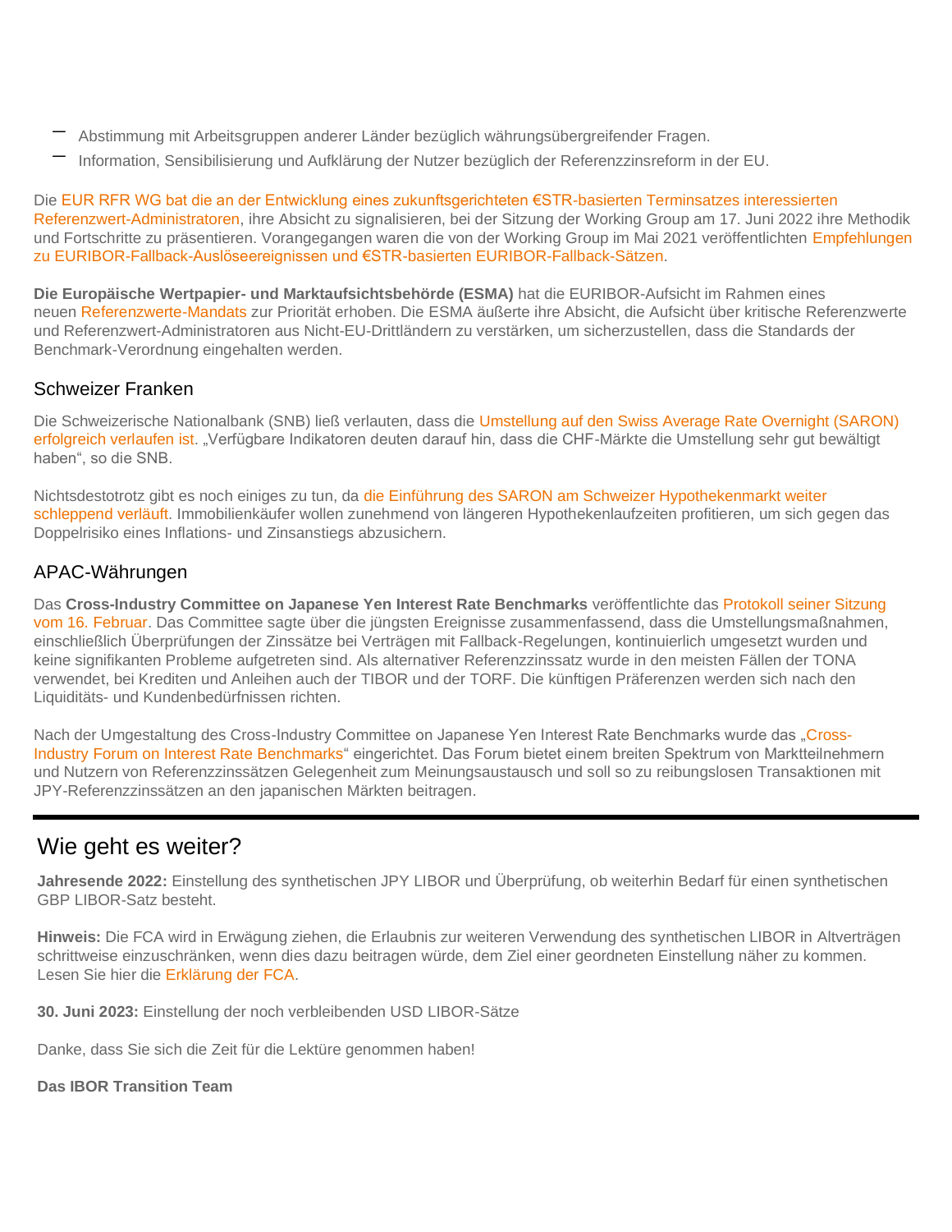- Abstimmung mit Arbeitsgruppen anderer Länder bezüglich währungsübergreifender Fragen.
- Information, Sensibilisierung und Aufklärung der Nutzer bezüglich der Referenzzinsreform in der EU.

Die EUR RFR WG bat die an der Entwicklung eines zukunftsgerichteten €STR-basierten Terminsatzes interessierten Referenzwert-Administratoren, ihre Absicht zu signalisieren, bei der Sitzung der Working Group am 17. Juni 2022 ihre Methodik und Fortschritte zu präsentieren. Vorangegangen waren die von der Working Group im Mai 2021 veröffentlichten Empfehlungen zu EURIBOR-Fallback-Auslöseereignissen und €STR-basierten EURIBOR-Fallback-Sätzen.

**Die Europäische Wertpapier- und Marktaufsichtsbehörde (ESMA)** hat die EURIBOR-Aufsicht im Rahmen eines neuen Referenzwerte-Mandats zur Priorität erhoben. Die ESMA äußerte ihre Absicht, die Aufsicht über kritische Referenzwerte und Referenzwert-Administratoren aus Nicht-EU-Drittländern zu verstärken, um sicherzustellen, dass die Standards der Benchmark-Verordnung eingehalten werden.

## Schweizer Franken

Die Schweizerische Nationalbank (SNB) ließ verlauten, dass die Umstellung auf den Swiss Average Rate Overnight (SARON) erfolgreich verlaufen ist. „Verfügbare Indikatoren deuten darauf hin, dass die CHF-Märkte die Umstellung sehr gut bewältigt haben", so die SNB.

Nichtsdestotrotz gibt es noch einiges zu tun, da die Einführung des SARON am Schweizer Hypothekenmarkt weiter schleppend verläuft. Immobilienkäufer wollen zunehmend von längeren Hypothekenlaufzeiten profitieren, um sich gegen das Doppelrisiko eines Inflations- und Zinsanstiegs abzusichern.

## APAC-Währungen

Das **Cross-Industry Committee on Japanese Yen Interest Rate Benchmarks** veröffentlichte das Protokoll seiner Sitzung vom 16. Februar. Das Committee sagte über die jüngsten Ereignisse zusammenfassend, dass die Umstellungsmaßnahmen, einschließlich Überprüfungen der Zinssätze bei Verträgen mit Fallback-Regelungen, kontinuierlich umgesetzt wurden und keine signifikanten Probleme aufgetreten sind. Als alternativer Referenzzinssatz wurde in den meisten Fällen der TONA verwendet, bei Krediten und Anleihen auch der TIBOR und der TORF. Die künftigen Präferenzen werden sich nach den Liquiditäts- und Kundenbedürfnissen richten.

Nach der Umgestaltung des Cross-Industry Committee on Japanese Yen Interest Rate Benchmarks wurde das „Cross-Industry Forum on Interest Rate Benchmarks" eingerichtet. Das Forum bietet einem breiten Spektrum von Marktteilnehmern und Nutzern von Referenzzinssätzen Gelegenheit zum Meinungsaustausch und soll so zu reibungslosen Transaktionen mit JPY-Referenzzinssätzen an den japanischen Märkten beitragen.

---

# Wie geht es weiter?

**Jahresende 2022:** Einstellung des synthetischen JPY LIBOR und Überprüfung, ob weiterhin Bedarf für einen synthetischen GBP LIBOR-Satz besteht.

**Hinweis:** Die FCA wird in Erwägung ziehen, die Erlaubnis zur weiteren Verwendung des synthetischen LIBOR in Altverträgen schrittweise einzuschränken, wenn dies dazu beitragen würde, dem Ziel einer geordneten Einstellung näher zu kommen. Lesen Sie hier die Erklärung der FCA.

**30. Juni 2023:** Einstellung der noch verbleibenden USD LIBOR-Sätze

Danke, dass Sie sich die Zeit für die Lektüre genommen haben!

**Das IBOR Transition Team**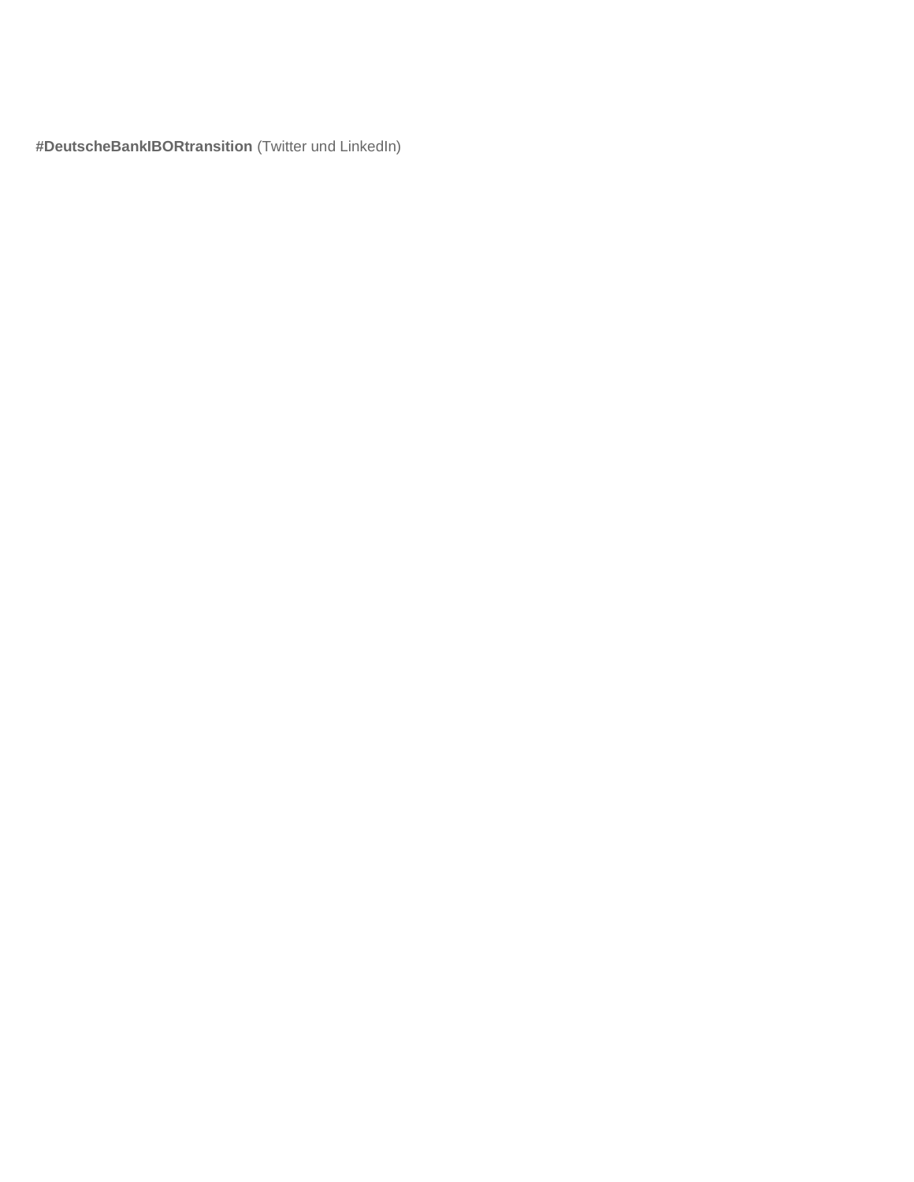**#DeutscheBankIBORtransition** (Twitter und LinkedIn)